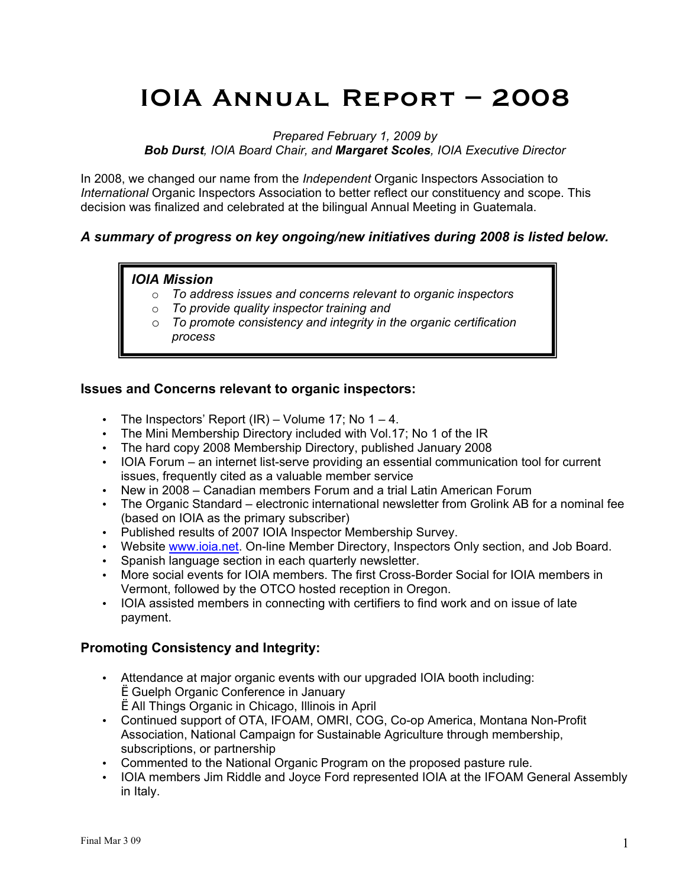# IOIA Annual Report – 2008

*Prepared February 1, 2009 by*
***Bob Durst**, IOIA Board Chair, and **Margaret Scoles**, IOIA Executive Director*

In 2008, we changed our name from the *Independent* Organic Inspectors Association to *International* Organic Inspectors Association to better reflect our constituency and scope. This decision was finalized and celebrated at the bilingual Annual Meeting in Guatemala.

***A summary of progress on key ongoing/new initiatives during 2008 is listed below.***

> ***IOIA Mission***
> - *To address issues and concerns relevant to organic inspectors*
> - *To provide quality inspector training and*
> - *To promote consistency and integrity in the organic certification process*

### Issues and Concerns relevant to organic inspectors:

- The Inspectors' Report (IR) – Volume 17; No 1 – 4.
- The Mini Membership Directory included with Vol.17; No 1 of the IR
- The hard copy 2008 Membership Directory, published January 2008
- IOIA Forum – an internet list-serve providing an essential communication tool for current issues, frequently cited as a valuable member service
- New in 2008 – Canadian members Forum and a trial Latin American Forum
- The Organic Standard – electronic international newsletter from Grolink AB for a nominal fee (based on IOIA as the primary subscriber)
- Published results of 2007 IOIA Inspector Membership Survey.
- Website www.ioia.net. On-line Member Directory, Inspectors Only section, and Job Board.
- Spanish language section in each quarterly newsletter.
- More social events for IOIA members. The first Cross-Border Social for IOIA members in Vermont, followed by the OTCO hosted reception in Oregon.
- IOIA assisted members in connecting with certifiers to find work and on issue of late payment.

### Promoting Consistency and Integrity:

- Attendance at major organic events with our upgraded IOIA booth including:
  Ë Guelph Organic Conference in January
  Ë All Things Organic in Chicago, Illinois in April
- Continued support of OTA, IFOAM, OMRI, COG, Co-op America, Montana Non-Profit Association, National Campaign for Sustainable Agriculture through membership, subscriptions, or partnership
- Commented to the National Organic Program on the proposed pasture rule.
- IOIA members Jim Riddle and Joyce Ford represented IOIA at the IFOAM General Assembly in Italy.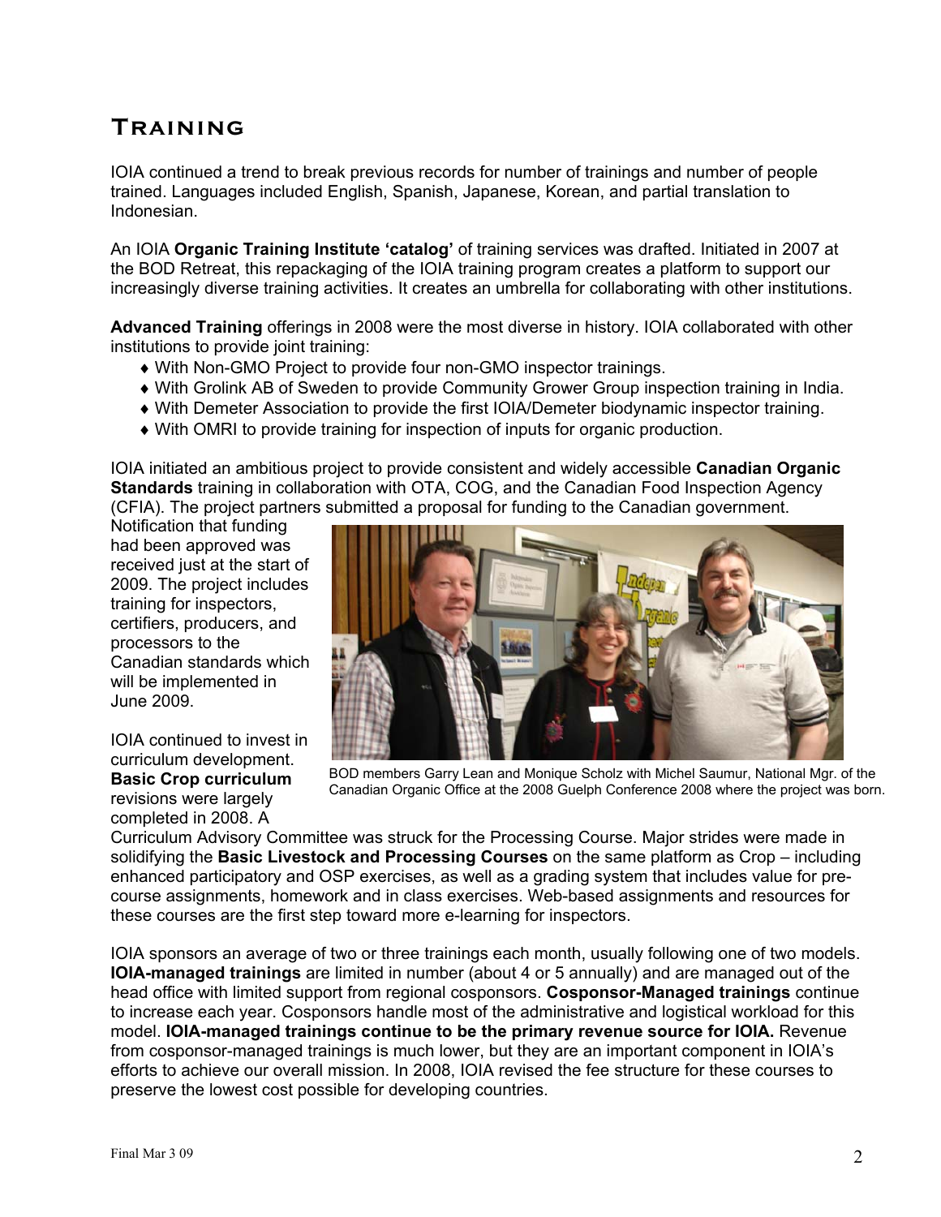# Training

IOIA continued a trend to break previous records for number of trainings and number of people trained. Languages included English, Spanish, Japanese, Korean, and partial translation to Indonesian.

An IOIA **Organic Training Institute 'catalog'** of training services was drafted. Initiated in 2007 at the BOD Retreat, this repackaging of the IOIA training program creates a platform to support our increasingly diverse training activities. It creates an umbrella for collaborating with other institutions.

**Advanced Training** offerings in 2008 were the most diverse in history. IOIA collaborated with other institutions to provide joint training:

- With Non-GMO Project to provide four non-GMO inspector trainings.
- With Grolink AB of Sweden to provide Community Grower Group inspection training in India.
- With Demeter Association to provide the first IOIA/Demeter biodynamic inspector training.
- With OMRI to provide training for inspection of inputs for organic production.

IOIA initiated an ambitious project to provide consistent and widely accessible **Canadian Organic Standards** training in collaboration with OTA, COG, and the Canadian Food Inspection Agency (CFIA). The project partners submitted a proposal for funding to the Canadian government. Notification that funding had been approved was received just at the start of 2009. The project includes training for inspectors, certifiers, producers, and processors to the Canadian standards which will be implemented in June 2009.

BOD members Garry Lean and Monique Scholz with Michel Saumur, National Mgr. of the Canadian Organic Office at the 2008 Guelph Conference 2008 where the project was born.

IOIA continued to invest in curriculum development. **Basic Crop curriculum** revisions were largely completed in 2008. A Curriculum Advisory Committee was struck for the Processing Course. Major strides were made in solidifying the **Basic Livestock and Processing Courses** on the same platform as Crop – including enhanced participatory and OSP exercises, as well as a grading system that includes value for pre-course assignments, homework and in class exercises. Web-based assignments and resources for these courses are the first step toward more e-learning for inspectors.

IOIA sponsors an average of two or three trainings each month, usually following one of two models. **IOIA-managed trainings** are limited in number (about 4 or 5 annually) and are managed out of the head office with limited support from regional cosponsors. **Cosponsor-Managed trainings** continue to increase each year. Cosponsors handle most of the administrative and logistical workload for this model. **IOIA-managed trainings continue to be the primary revenue source for IOIA.** Revenue from cosponsor-managed trainings is much lower, but they are an important component in IOIA's efforts to achieve our overall mission. In 2008, IOIA revised the fee structure for these courses to preserve the lowest cost possible for developing countries.

Final Mar 3 09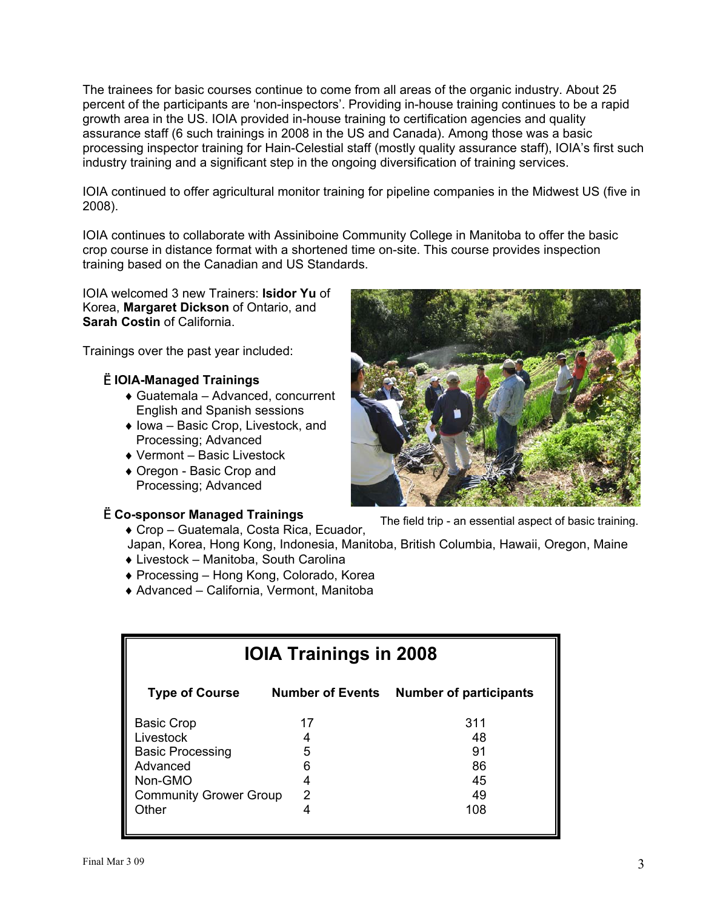The trainees for basic courses continue to come from all areas of the organic industry. About 25 percent of the participants are 'non-inspectors'. Providing in-house training continues to be a rapid growth area in the US. IOIA provided in-house training to certification agencies and quality assurance staff (6 such trainings in 2008 in the US and Canada). Among those was a basic processing inspector training for Hain-Celestial staff (mostly quality assurance staff), IOIA's first such industry training and a significant step in the ongoing diversification of training services.

IOIA continued to offer agricultural monitor training for pipeline companies in the Midwest US (five in 2008).

IOIA continues to collaborate with Assiniboine Community College in Manitoba to offer the basic crop course in distance format with a shortened time on-site. This course provides inspection training based on the Canadian and US Standards.

IOIA welcomed 3 new Trainers: **Isidor Yu** of Korea, **Margaret Dickson** of Ontario, and **Sarah Costin** of California.

Trainings over the past year included:

- **IOIA-Managed Trainings**
  - Guatemala – Advanced, concurrent English and Spanish sessions
  - Iowa – Basic Crop, Livestock, and Processing; Advanced
  - Vermont – Basic Livestock
  - Oregon - Basic Crop and Processing; Advanced
- **Co-sponsor Managed Trainings**
  - Crop – Guatemala, Costa Rica, Ecuador, Japan, Korea, Hong Kong, Indonesia, Manitoba, British Columbia, Hawaii, Oregon, Maine
  - Livestock – Manitoba, South Carolina
  - Processing – Hong Kong, Colorado, Korea
  - Advanced – California, Vermont, Manitoba

The field trip - an essential aspect of basic training.

## IOIA Trainings in 2008

| Type of Course | Number of Events | Number of participants |
|---|---|---|
| Basic Crop | 17 | 311 |
| Livestock | 4 | 48 |
| Basic Processing | 5 | 91 |
| Advanced | 6 | 86 |
| Non-GMO | 4 | 45 |
| Community Grower Group | 2 | 49 |
| Other | 4 | 108 |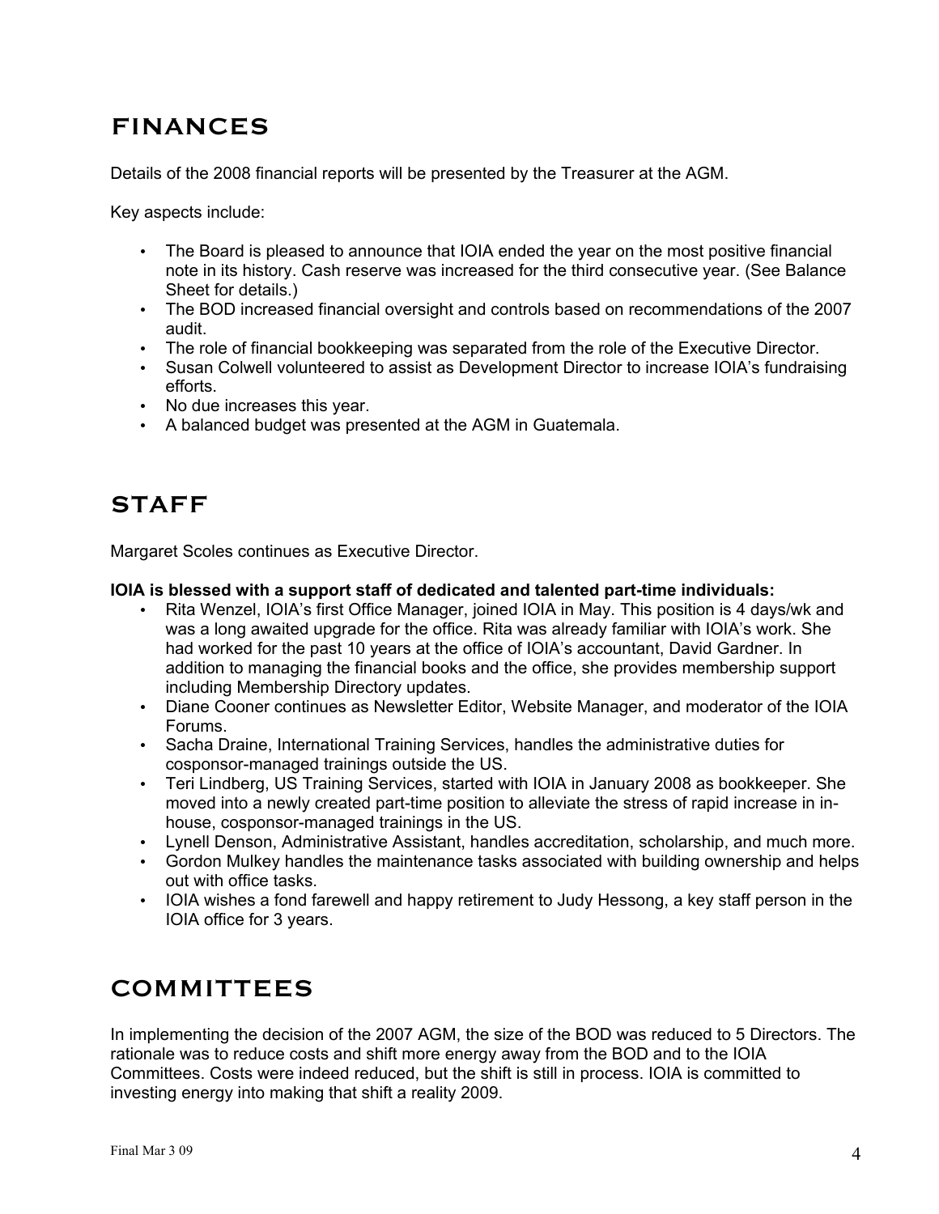# FINANCES

Details of the 2008 financial reports will be presented by the Treasurer at the AGM.

Key aspects include:

- The Board is pleased to announce that IOIA ended the year on the most positive financial note in its history. Cash reserve was increased for the third consecutive year. (See Balance Sheet for details.)
- The BOD increased financial oversight and controls based on recommendations of the 2007 audit.
- The role of financial bookkeeping was separated from the role of the Executive Director.
- Susan Colwell volunteered to assist as Development Director to increase IOIA's fundraising efforts.
- No due increases this year.
- A balanced budget was presented at the AGM in Guatemala.

# STAFF

Margaret Scoles continues as Executive Director.

**IOIA is blessed with a support staff of dedicated and talented part-time individuals:**

- Rita Wenzel, IOIA's first Office Manager, joined IOIA in May. This position is 4 days/wk and was a long awaited upgrade for the office. Rita was already familiar with IOIA's work. She had worked for the past 10 years at the office of IOIA's accountant, David Gardner. In addition to managing the financial books and the office, she provides membership support including Membership Directory updates.
- Diane Cooner continues as Newsletter Editor, Website Manager, and moderator of the IOIA Forums.
- Sacha Draine, International Training Services, handles the administrative duties for cosponsor-managed trainings outside the US.
- Teri Lindberg, US Training Services, started with IOIA in January 2008 as bookkeeper. She moved into a newly created part-time position to alleviate the stress of rapid increase in in-house, cosponsor-managed trainings in the US.
- Lynell Denson, Administrative Assistant, handles accreditation, scholarship, and much more.
- Gordon Mulkey handles the maintenance tasks associated with building ownership and helps out with office tasks.
- IOIA wishes a fond farewell and happy retirement to Judy Hessong, a key staff person in the IOIA office for 3 years.

# COMMITTEES

In implementing the decision of the 2007 AGM, the size of the BOD was reduced to 5 Directors. The rationale was to reduce costs and shift more energy away from the BOD and to the IOIA Committees. Costs were indeed reduced, but the shift is still in process. IOIA is committed to investing energy into making that shift a reality 2009.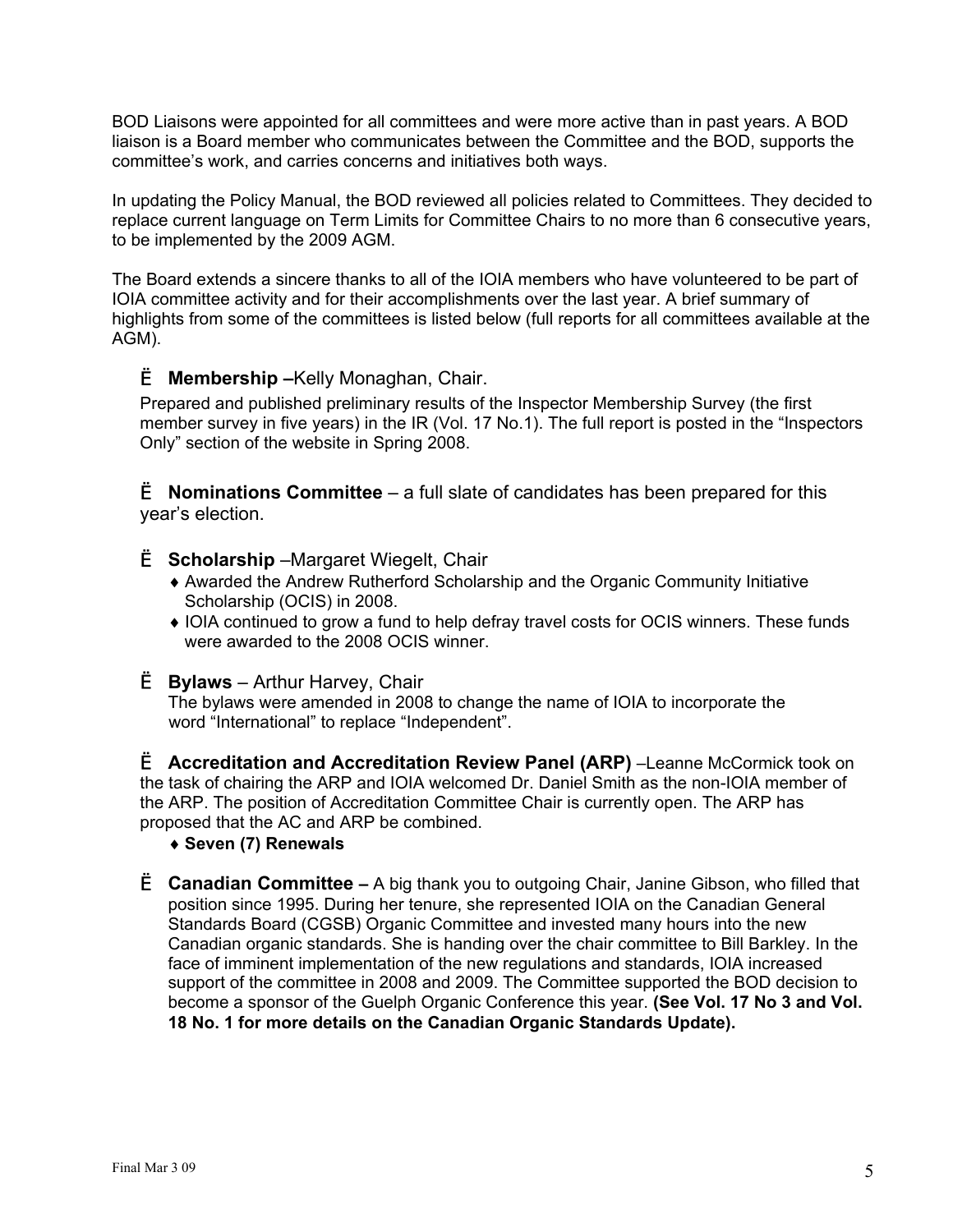BOD Liaisons were appointed for all committees and were more active than in past years. A BOD liaison is a Board member who communicates between the Committee and the BOD, supports the committee's work, and carries concerns and initiatives both ways.

In updating the Policy Manual, the BOD reviewed all policies related to Committees. They decided to replace current language on Term Limits for Committee Chairs to no more than 6 consecutive years, to be implemented by the 2009 AGM.

The Board extends a sincere thanks to all of the IOIA members who have volunteered to be part of IOIA committee activity and for their accomplishments over the last year. A brief summary of highlights from some of the committees is listed below (full reports for all committees available at the AGM).

- **Membership –**Kelly Monaghan, Chair.

  Prepared and published preliminary results of the Inspector Membership Survey (the first member survey in five years) in the IR (Vol. 17 No.1). The full report is posted in the "Inspectors Only" section of the website in Spring 2008.

- **Nominations Committee** – a full slate of candidates has been prepared for this year's election.

- **Scholarship** –Margaret Wiegelt, Chair
  - Awarded the Andrew Rutherford Scholarship and the Organic Community Initiative Scholarship (OCIS) in 2008.
  - IOIA continued to grow a fund to help defray travel costs for OCIS winners. These funds were awarded to the 2008 OCIS winner.

- **Bylaws** – Arthur Harvey, Chair

  The bylaws were amended in 2008 to change the name of IOIA to incorporate the word "International" to replace "Independent".

- **Accreditation and Accreditation Review Panel (ARP)** –Leanne McCormick took on the task of chairing the ARP and IOIA welcomed Dr. Daniel Smith as the non-IOIA member of the ARP. The position of Accreditation Committee Chair is currently open. The ARP has proposed that the AC and ARP be combined.
  - **Seven (7) Renewals**

- **Canadian Committee –** A big thank you to outgoing Chair, Janine Gibson, who filled that position since 1995. During her tenure, she represented IOIA on the Canadian General Standards Board (CGSB) Organic Committee and invested many hours into the new Canadian organic standards. She is handing over the chair committee to Bill Barkley. In the face of imminent implementation of the new regulations and standards, IOIA increased support of the committee in 2008 and 2009. The Committee supported the BOD decision to become a sponsor of the Guelph Organic Conference this year. **(See Vol. 17 No 3 and Vol. 18 No. 1 for more details on the Canadian Organic Standards Update).**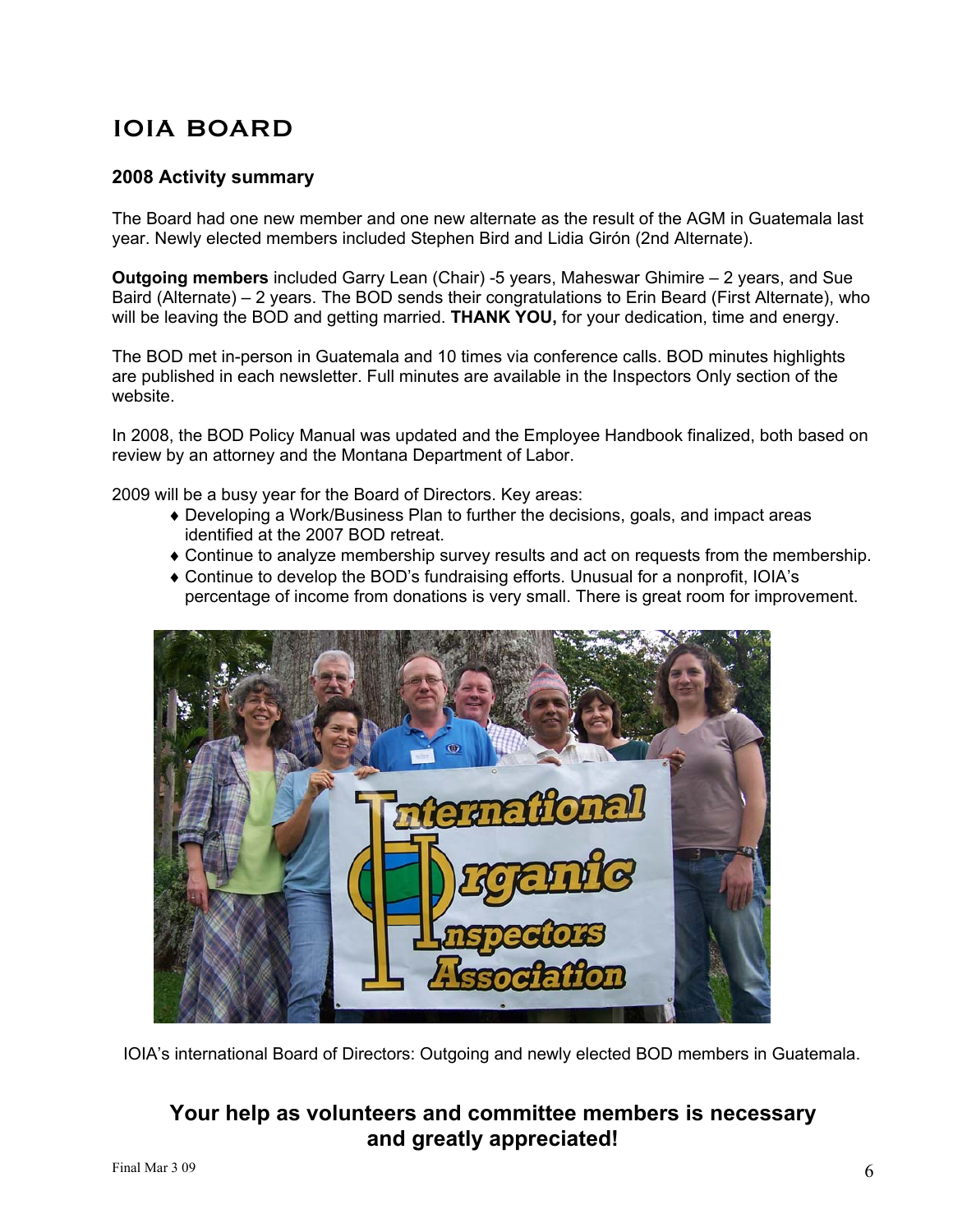# IOIA BOARD

### 2008 Activity summary

The Board had one new member and one new alternate as the result of the AGM in Guatemala last year. Newly elected members included Stephen Bird and Lidia Girón (2nd Alternate).

**Outgoing members** included Garry Lean (Chair) -5 years, Maheswar Ghimire – 2 years, and Sue Baird (Alternate) – 2 years. The BOD sends their congratulations to Erin Beard (First Alternate), who will be leaving the BOD and getting married. **THANK YOU,** for your dedication, time and energy.

The BOD met in-person in Guatemala and 10 times via conference calls. BOD minutes highlights are published in each newsletter. Full minutes are available in the Inspectors Only section of the website.

In 2008, the BOD Policy Manual was updated and the Employee Handbook finalized, both based on review by an attorney and the Montana Department of Labor.

2009 will be a busy year for the Board of Directors. Key areas:

- Developing a Work/Business Plan to further the decisions, goals, and impact areas identified at the 2007 BOD retreat.
- Continue to analyze membership survey results and act on requests from the membership.
- Continue to develop the BOD's fundraising efforts. Unusual for a nonprofit, IOIA's percentage of income from donations is very small. There is great room for improvement.

IOIA's international Board of Directors: Outgoing and newly elected BOD members in Guatemala.

**Your help as volunteers and committee members is necessary and greatly appreciated!**

Final Mar 3 09